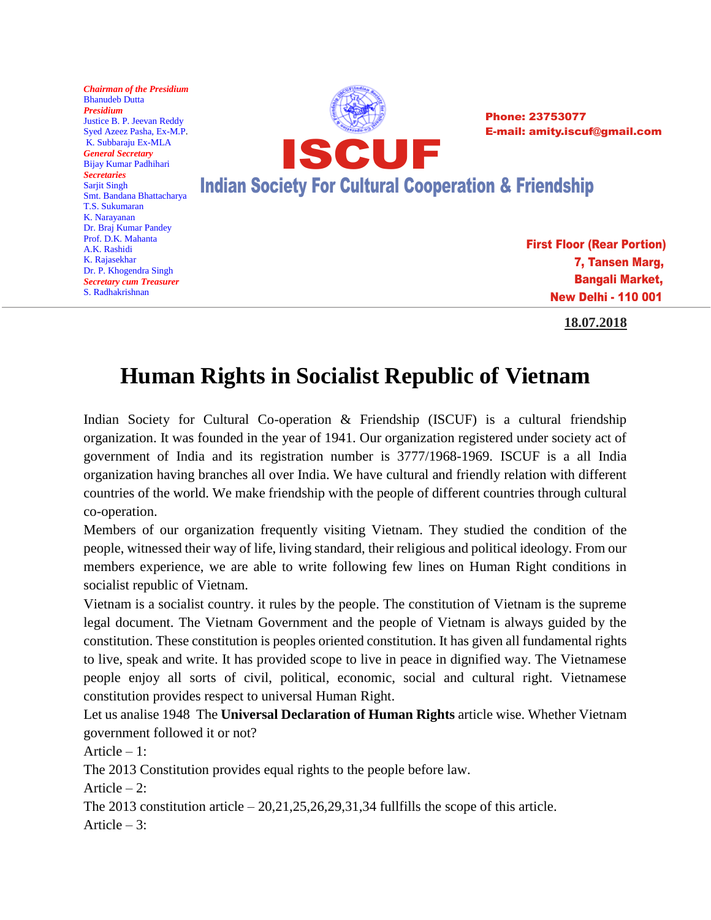***Chairman of the Presidium***
Bhanudeb Dutta
***Presidium***
Justice B. P. Jeevan Reddy
Syed Azeez Pasha, Ex-M.P.
K. Subbaraju Ex-MLA
***General Secretary***
Bijay Kumar Padhihari
***Secretaries***
Sarjit Singh
Smt. Bandana Bhattacharya
T.S. Sukumaran
K. Narayanan
Dr. Braj Kumar Pandey
Prof. D.K. Mahanta
A.K. Rashidi
K. Rajasekhar
Dr. P. Khogendra Singh
***Secretary cum Treasurer***
S. Radhakrishnan

# ISCUF

## Indian Society For Cultural Cooperation & Friendship

**Phone: 23753077**
**E-mail: amity.iscuf@gmail.com**

**First Floor (Rear Portion)**
**7, Tansen Marg,**
**Bangali Market,**
**New Delhi - 110 001**

**18.07.2018**

# Human Rights in Socialist Republic of Vietnam

Indian Society for Cultural Co-operation & Friendship (ISCUF) is a cultural friendship organization. It was founded in the year of 1941. Our organization registered under society act of government of India and its registration number is 3777/1968-1969. ISCUF is a all India organization having branches all over India. We have cultural and friendly relation with different countries of the world. We make friendship with the people of different countries through cultural co-operation.

Members of our organization frequently visiting Vietnam. They studied the condition of the people, witnessed their way of life, living standard, their religious and political ideology. From our members experience, we are able to write following few lines on Human Right conditions in socialist republic of Vietnam.

Vietnam is a socialist country. it rules by the people. The constitution of Vietnam is the supreme legal document. The Vietnam Government and the people of Vietnam is always guided by the constitution. These constitution is peoples oriented constitution. It has given all fundamental rights to live, speak and write. It has provided scope to live in peace in dignified way. The Vietnamese people enjoy all sorts of civil, political, economic, social and cultural right. Vietnamese constitution provides respect to universal Human Right.

Let us analise 1948 The **Universal Declaration of Human Rights** article wise. Whether Vietnam government followed it or not?

Article – 1:

The 2013 Constitution provides equal rights to the people before law.

Article – 2:

The 2013 constitution article – 20,21,25,26,29,31,34 fullfills the scope of this article.

Article – 3: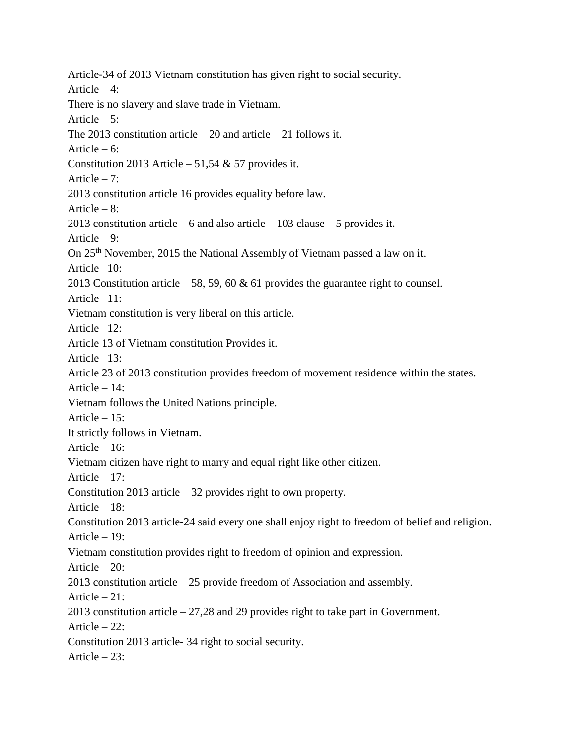Article-34 of 2013 Vietnam constitution has given right to social security.

Article – 4:

There is no slavery and slave trade in Vietnam.

Article – 5:

The 2013 constitution article – 20 and article – 21 follows it.

Article – 6:

Constitution 2013 Article – 51,54 & 57 provides it.

Article – 7:

2013 constitution article 16 provides equality before law.

Article – 8:

2013 constitution article – 6 and also article – 103 clause – 5 provides it.

Article – 9:

On 25th November, 2015 the National Assembly of Vietnam passed a law on it.

Article –10:

2013 Constitution article – 58, 59, 60 & 61 provides the guarantee right to counsel.

Article –11:

Vietnam constitution is very liberal on this article.

Article –12:

Article 13 of Vietnam constitution Provides it.

Article –13:

Article 23 of 2013 constitution provides freedom of movement residence within the states.

Article – 14:

Vietnam follows the United Nations principle.

Article – 15:

It strictly follows in Vietnam.

Article – 16:

Vietnam citizen have right to marry and equal right like other citizen.

Article – 17:

Constitution 2013 article – 32 provides right to own property.

Article – 18:

Constitution 2013 article-24 said every one shall enjoy right to freedom of belief and religion.

Article – 19:

Vietnam constitution provides right to freedom of opinion and expression.

Article – 20:

2013 constitution article – 25 provide freedom of Association and assembly.

Article – 21:

2013 constitution article – 27,28 and 29 provides right to take part in Government.

Article – 22:

Constitution 2013 article- 34 right to social security.

Article – 23: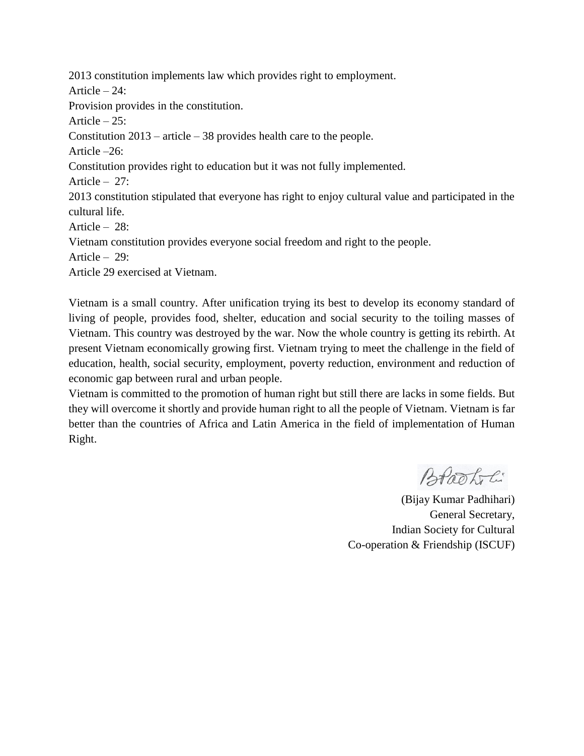2013 constitution implements law which provides right to employment.

Article – 24:

Provision provides in the constitution.

Article – 25:

Constitution 2013 – article – 38 provides health care to the people.

Article –26:

Constitution provides right to education but it was not fully implemented.

Article – 27:

2013 constitution stipulated that everyone has right to enjoy cultural value and participated in the cultural life.

Article – 28:

Vietnam constitution provides everyone social freedom and right to the people.

Article – 29:

Article 29 exercised at Vietnam.

Vietnam is a small country. After unification trying its best to develop its economy standard of living of people, provides food, shelter, education and social security to the toiling masses of Vietnam. This country was destroyed by the war. Now the whole country is getting its rebirth. At present Vietnam economically growing first. Vietnam trying to meet the challenge in the field of education, health, social security, employment, poverty reduction, environment and reduction of economic gap between rural and urban people.

Vietnam is committed to the promotion of human right but still there are lacks in some fields. But they will overcome it shortly and provide human right to all the people of Vietnam. Vietnam is far better than the countries of Africa and Latin America in the field of implementation of Human Right.

(Bijay Kumar Padhihari)
General Secretary,
Indian Society for Cultural
Co-operation & Friendship (ISCUF)